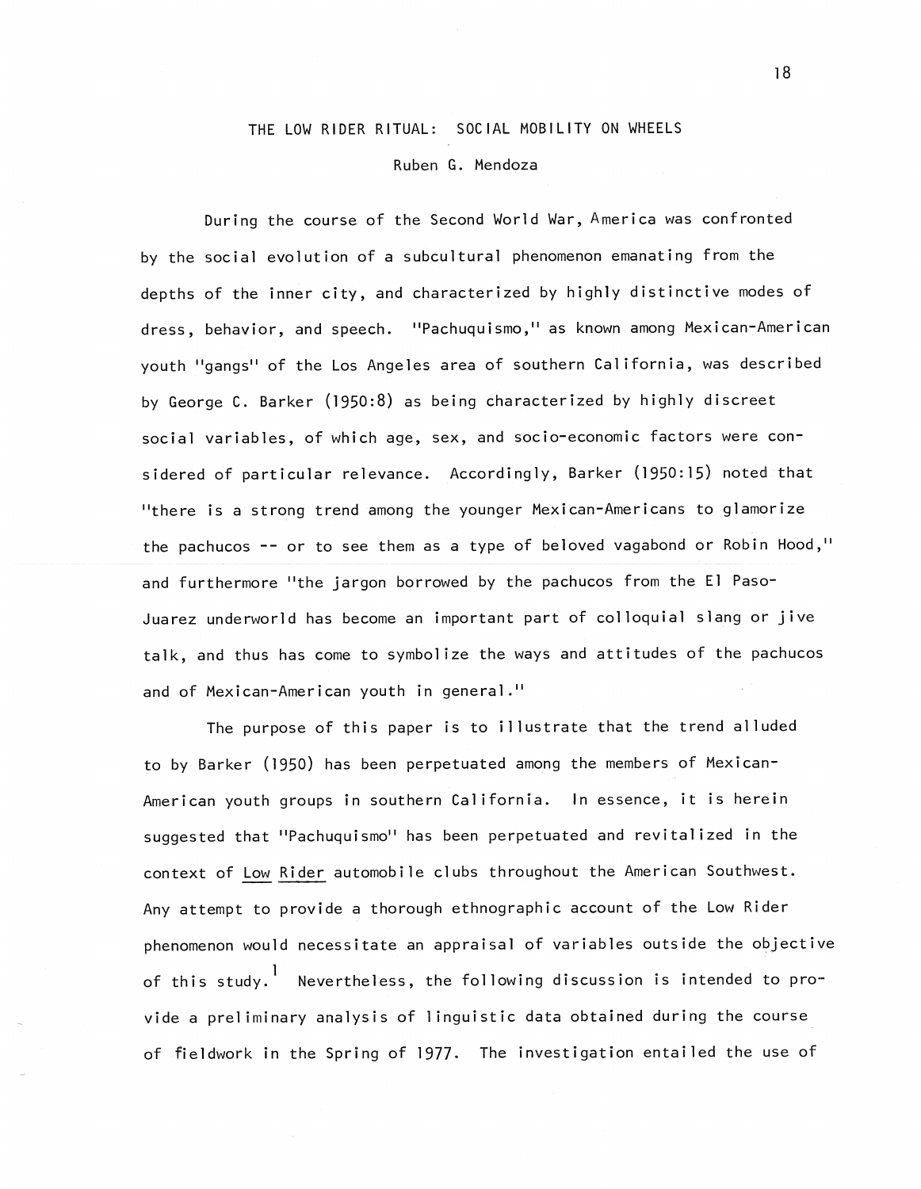# THE LOW RIDER RITUAL: SOCIAL MOBILITY ON WHEELS

Ruben G. Mendoza

During the course of the Second World War, America was confronted by the social evolution of a subcultural phenomenon emanating from the depths of the inner city, and characterized by highly distinctive modes of dress, behavior, and speech. "Pachuquismo," as known among Mexican-American youth "gangs" of the Los Angeles area of southern California, was described by George C. Barker (1950:8) as being characterized by highly discreet social variables, of which age, sex, and socio-economic factors were considered of particular relevance. Accordingly, Barker (1950:15) noted that "there is a strong trend among the younger Mexican-Americans to glamorize the pachucos -- or to see them as a type of beloved vagabond or Robin Hood," and furthermore "the jargon borrowed by the pachucos from the El Paso-Juarez underworld has become an important part of colloquial slang or jive talk, and thus has come to symbolize the ways and attitudes of the pachucos and of Mexican-American youth in general."

The purpose of this paper is to illustrate that the trend alluded to by Barker (1950) has been perpetuated among the members of Mexican-American youth groups in southern California. In essence, it is herein suggested that "Pachuquismo" has been perpetuated and revitalized in the context of <u>Low Rider</u> automobile clubs throughout the American Southwest. Any attempt to provide a thorough ethnographic account of the Low Rider phenomenon would necessitate an appraisal of variables outside the objective of this study.[1] Nevertheless, the following discussion is intended to provide a preliminary analysis of linguistic data obtained during the course of fieldwork in the Spring of 1977. The investigation entailed the use of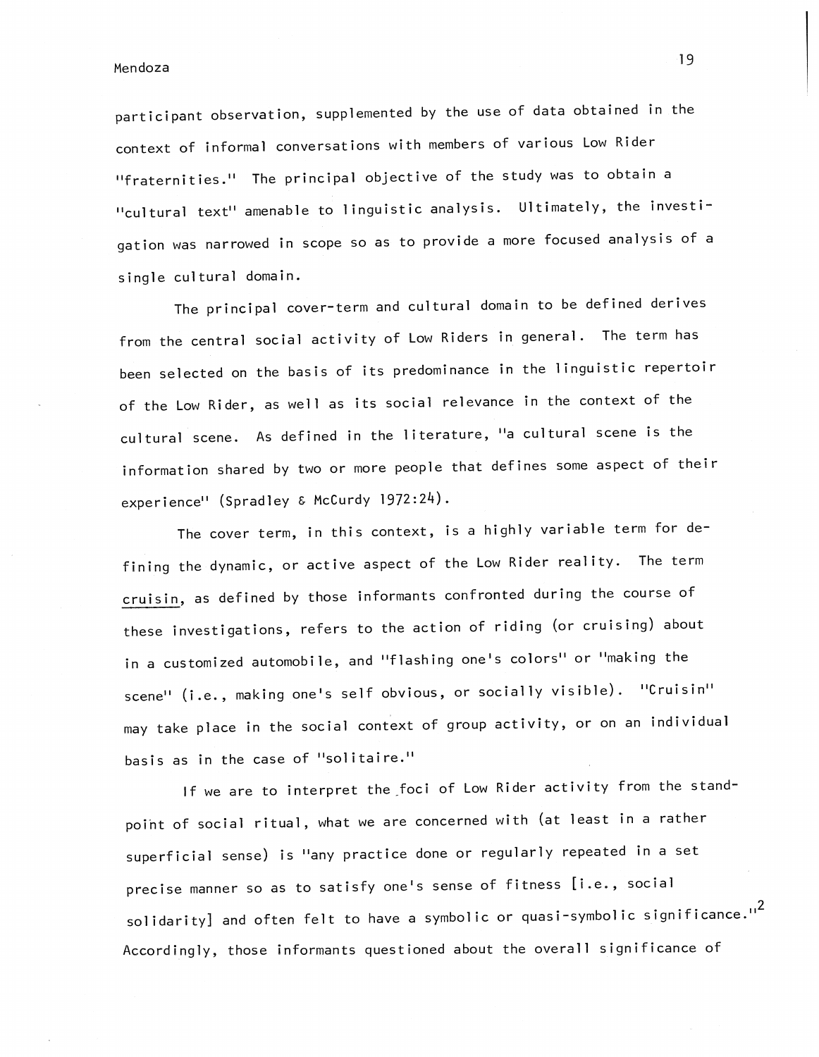participant observation, supplemented by the use of data obtained in the context of informal conversations with members of various Low Rider "fraternities." The principal objective of the study was to obtain a "cultural text" amenable to linguistic analysis. Ultimately, the investigation was narrowed in scope so as to provide a more focused analysis of a single cultural domain.

The principal cover-term and cultural domain to be defined derives from the central social activity of Low Riders in general. The term has been selected on the basis of its predominance in the linguistic repertoir of the Low Rider, as well as its social relevance in the context of the cultural scene. As defined in the literature, "a cultural scene is the information shared by two or more people that defines some aspect of their experience" (Spradley & McCurdy 1972:24).

The cover term, in this context, is a highly variable term for defining the dynamic, or active aspect of the Low Rider reality. The term cruisin, as defined by those informants confronted during the course of these investigations, refers to the action of riding (or cruising) about in a customized automobile, and "flashing one's colors" or "making the scene" (i.e., making one's self obvious, or socially visible). "Cruisin" may take place in the social context of group activity, or on an individual basis as in the case of "solitaire."

If we are to interpret the foci of Low Rider activity from the standpoint of social ritual, what we are concerned with (at least in a rather superficial sense) is "any practice done or regularly repeated in a set precise manner so as to satisfy one's sense of fitness [i.e., social solidarity] and often felt to have a symbolic or quasi-symbolic significance."[2] Accordingly, those informants questioned about the overall significance of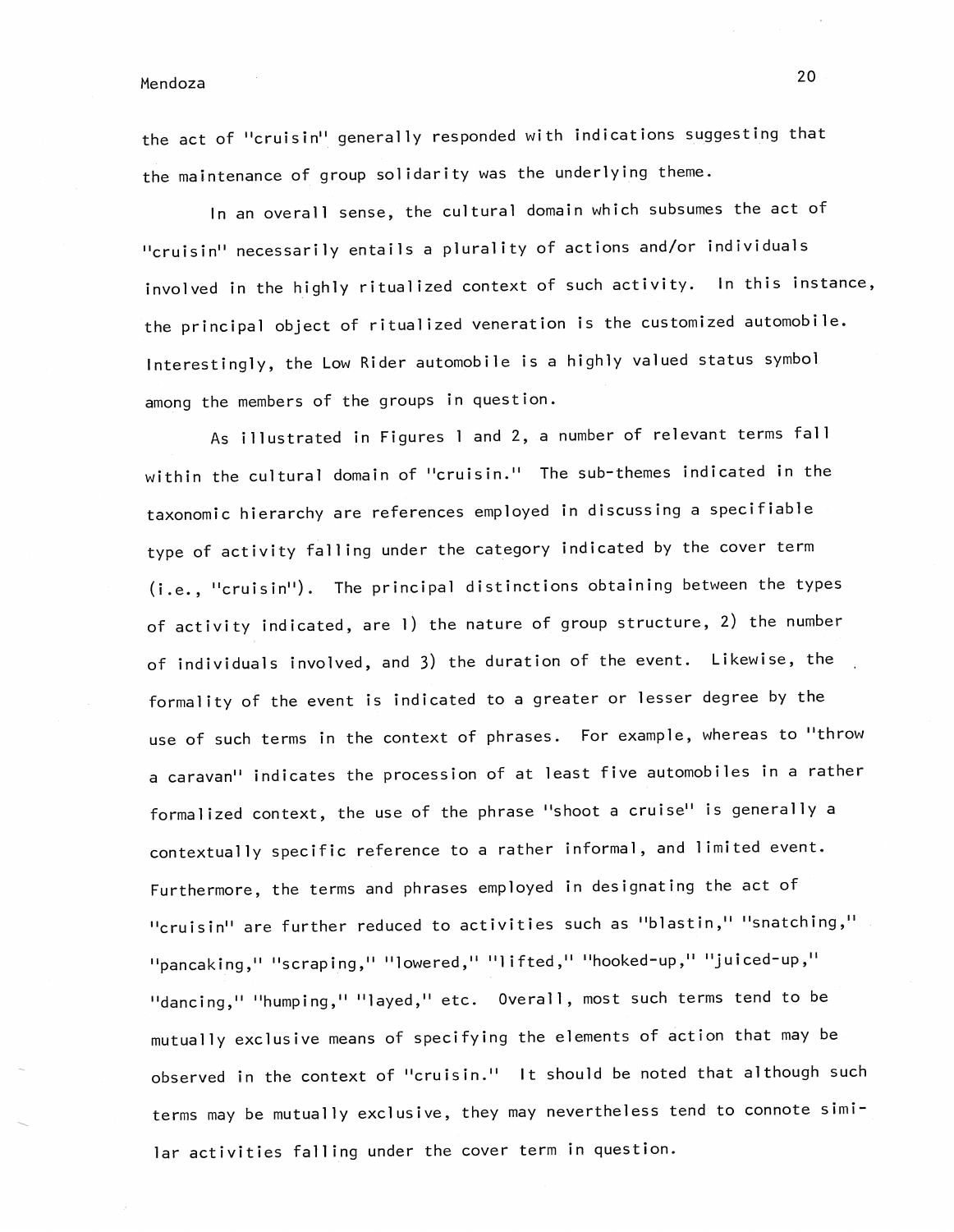the act of "cruisin" generally responded with indications suggesting that the maintenance of group solidarity was the underlying theme.

In an overall sense, the cultural domain which subsumes the act of "cruisin" necessarily entails a plurality of actions and/or individuals involved in the highly ritualized context of such activity. In this instance, the principal object of ritualized veneration is the customized automobile. Interestingly, the Low Rider automobile is a highly valued status symbol among the members of the groups in question.

As illustrated in Figures 1 and 2, a number of relevant terms fall within the cultural domain of "cruisin." The sub-themes indicated in the taxonomic hierarchy are references employed in discussing a specifiable type of activity falling under the category indicated by the cover term (i.e., "cruisin"). The principal distinctions obtaining between the types of activity indicated, are 1) the nature of group structure, 2) the number of individuals involved, and 3) the duration of the event. Likewise, the formality of the event is indicated to a greater or lesser degree by the use of such terms in the context of phrases. For example, whereas to "throw a caravan" indicates the procession of at least five automobiles in a rather formalized context, the use of the phrase "shoot a cruise" is generally a contextually specific reference to a rather informal, and limited event. Furthermore, the terms and phrases employed in designating the act of "cruisin" are further reduced to activities such as "blastin," "snatching," "pancaking," "scraping," "lowered," "lifted," "hooked-up," "juiced-up," "dancing," "humping," "layed," etc. Overall, most such terms tend to be mutually exclusive means of specifying the elements of action that may be observed in the context of "cruisin." It should be noted that although such terms may be mutually exclusive, they may nevertheless tend to connote similar activities falling under the cover term in question.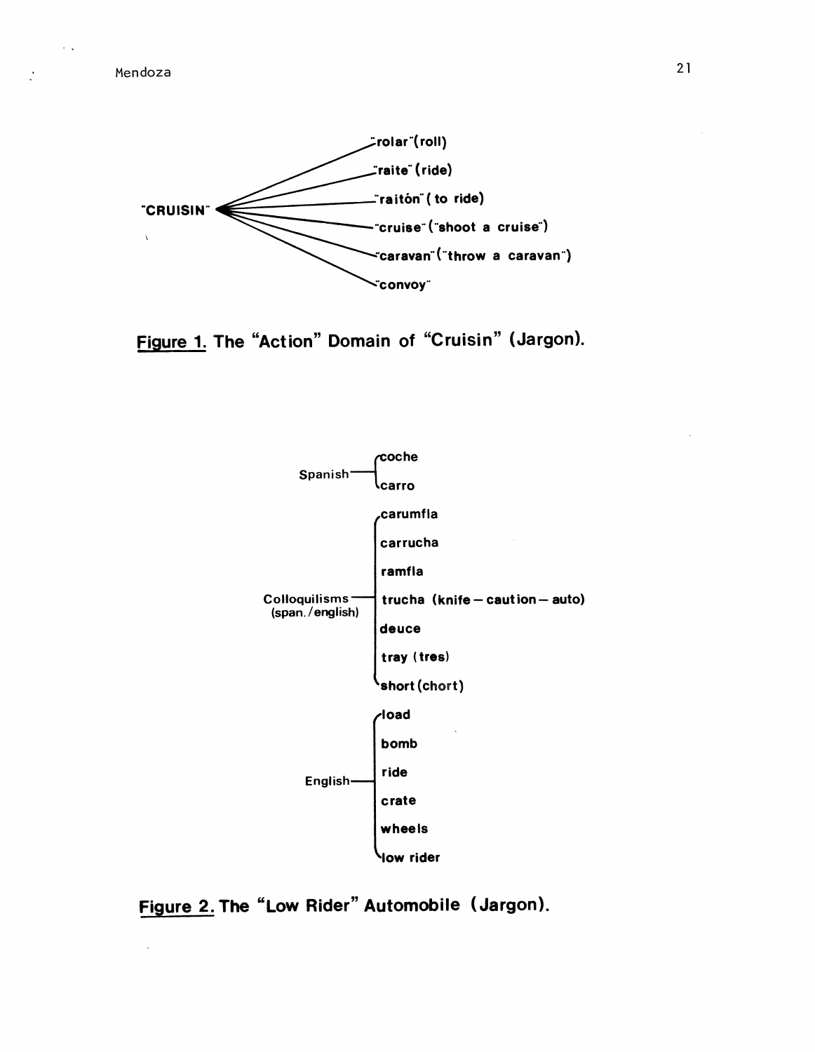"CRUISIN"

- "rolar" (roll)
- "raite" (ride)
- "raitón" (to ride)
- "cruise" ("shoot a cruise")
- "caravan" ("throw a caravan")
- "convoy"

**Figure 1.** The "Action" Domain of "Cruisin" (Jargon).

Spanish
- coche
- carro

Colloquilisms (span./english)
- carumfla
- carrucha
- ramfla
- trucha (knife — caution — auto)
- deuce
- tray (tres)
- short (chort)

English
- load
- bomb
- ride
- crate
- wheels
- low rider

**Figure 2.** The "Low Rider" Automobile (Jargon).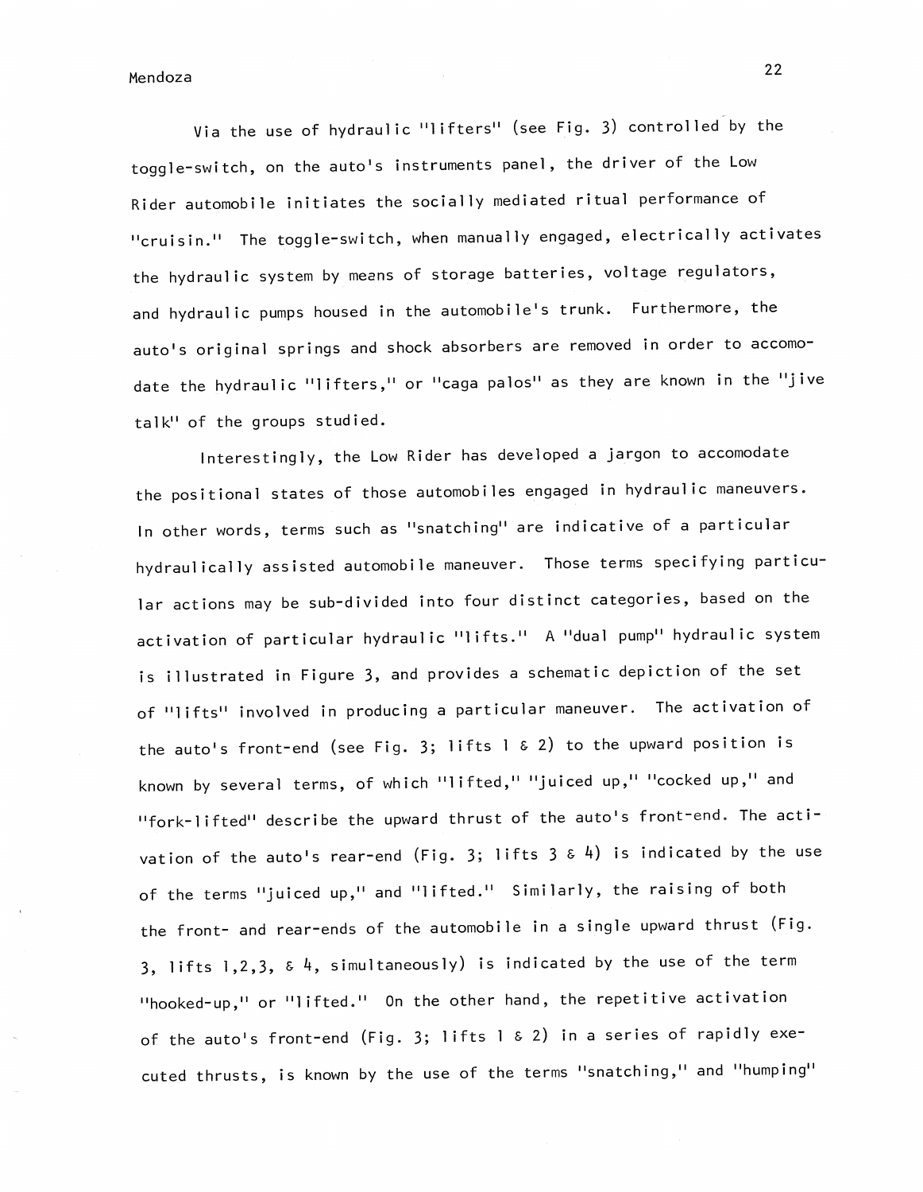Via the use of hydraulic "lifters" (see Fig. 3) controlled by the toggle-switch, on the auto's instruments panel, the driver of the Low Rider automobile initiates the socially mediated ritual performance of "cruisin." The toggle-switch, when manually engaged, electrically activates the hydraulic system by means of storage batteries, voltage regulators, and hydraulic pumps housed in the automobile's trunk. Furthermore, the auto's original springs and shock absorbers are removed in order to accomodate the hydraulic "lifters," or "caga palos" as they are known in the "jive talk" of the groups studied.

Interestingly, the Low Rider has developed a jargon to accomodate the positional states of those automobiles engaged in hydraulic maneuvers. In other words, terms such as "snatching" are indicative of a particular hydraulically assisted automobile maneuver. Those terms specifying particular actions may be sub-divided into four distinct categories, based on the activation of particular hydraulic "lifts." A "dual pump" hydraulic system is illustrated in Figure 3, and provides a schematic depiction of the set of "lifts" involved in producing a particular maneuver. The activation of the auto's front-end (see Fig. 3; lifts 1 & 2) to the upward position is known by several terms, of which "lifted," "juiced up," "cocked up," and "fork-lifted" describe the upward thrust of the auto's front-end. The activation of the auto's rear-end (Fig. 3; lifts 3 & 4) is indicated by the use of the terms "juiced up," and "lifted." Similarly, the raising of both the front- and rear-ends of the automobile in a single upward thrust (Fig. 3, lifts 1,2,3, & 4, simultaneously) is indicated by the use of the term "hooked-up," or "lifted." On the other hand, the repetitive activation of the auto's front-end (Fig. 3; lifts 1 & 2) in a series of rapidly executed thrusts, is known by the use of the terms "snatching," and "humping"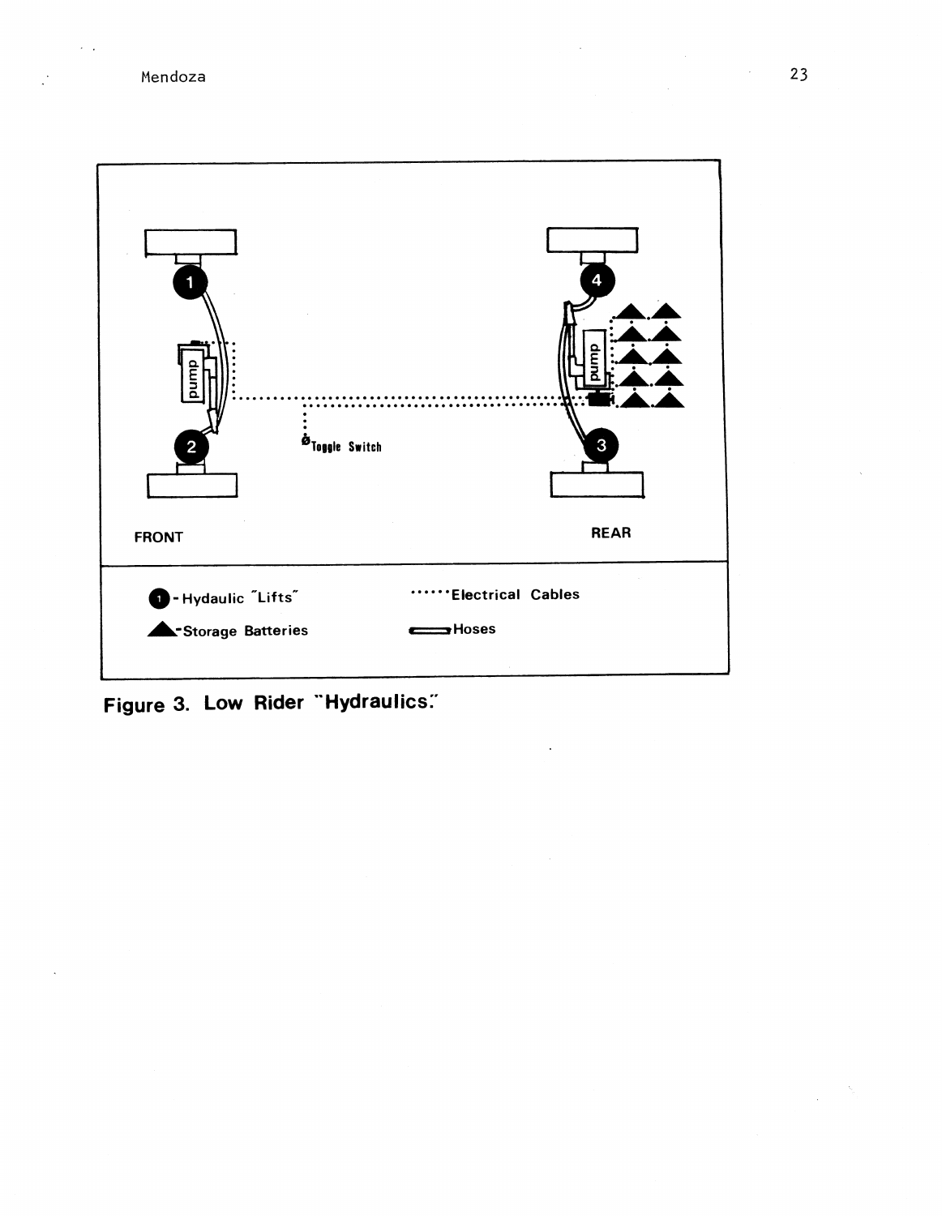FRONT

REAR

Toggle Switch

1 - Hydaulic "Lifts"

Storage Batteries

Electrical Cables

Hoses

**Figure 3. Low Rider "Hydraulics."**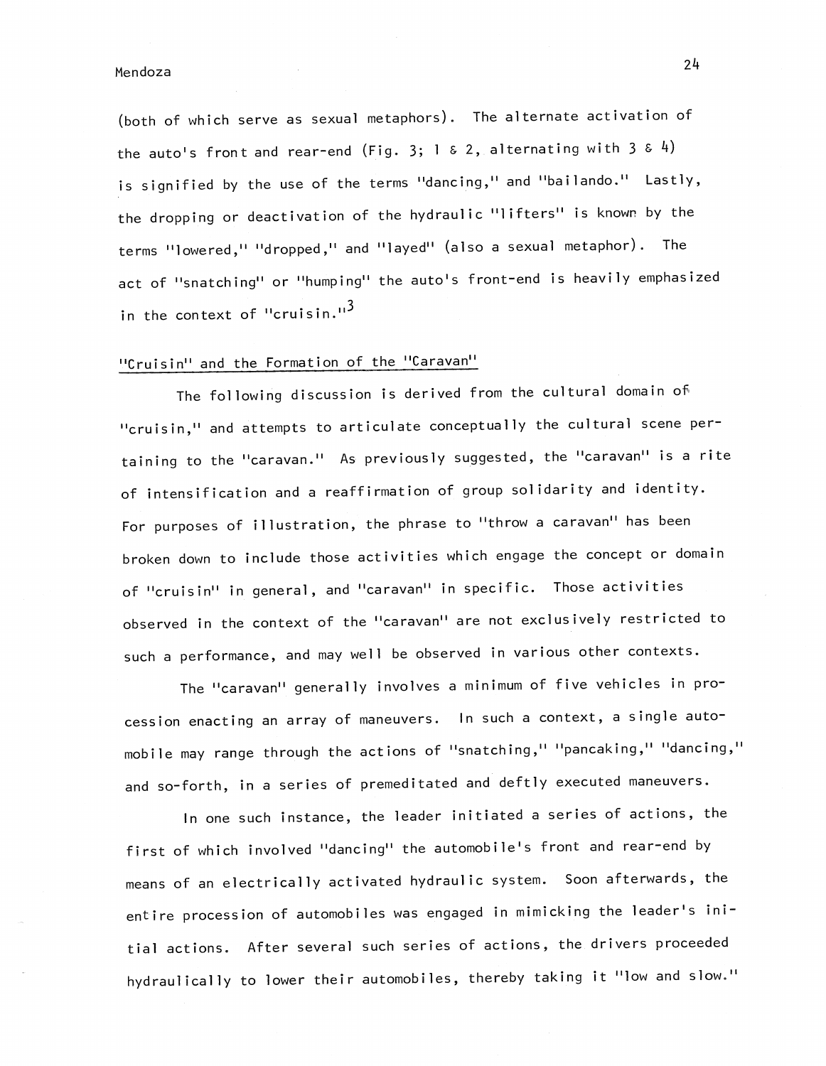(both of which serve as sexual metaphors). The alternate activation of the auto's front and rear-end (Fig. 3; 1 & 2, alternating with 3 & 4) is signified by the use of the terms "dancing," and "bailando." Lastly, the dropping or deactivation of the hydraulic "lifters" is known by the terms "lowered," "dropped," and "layed" (also a sexual metaphor). The act of "snatching" or "humping" the auto's front-end is heavily emphasized in the context of "cruisin."[3]

## "Cruisin" and the Formation of the "Caravan"

The following discussion is derived from the cultural domain of "cruisin," and attempts to articulate conceptually the cultural scene pertaining to the "caravan." As previously suggested, the "caravan" is a rite of intensification and a reaffirmation of group solidarity and identity. For purposes of illustration, the phrase to "throw a caravan" has been broken down to include those activities which engage the concept or domain of "cruisin" in general, and "caravan" in specific. Those activities observed in the context of the "caravan" are not exclusively restricted to such a performance, and may well be observed in various other contexts.

The "caravan" generally involves a minimum of five vehicles in procession enacting an array of maneuvers. In such a context, a single automobile may range through the actions of "snatching," "pancaking," "dancing," and so-forth, in a series of premeditated and deftly executed maneuvers.

In one such instance, the leader initiated a series of actions, the first of which involved "dancing" the automobile's front and rear-end by means of an electrically activated hydraulic system. Soon afterwards, the entire procession of automobiles was engaged in mimicking the leader's initial actions. After several such series of actions, the drivers proceeded hydraulically to lower their automobiles, thereby taking it "low and slow."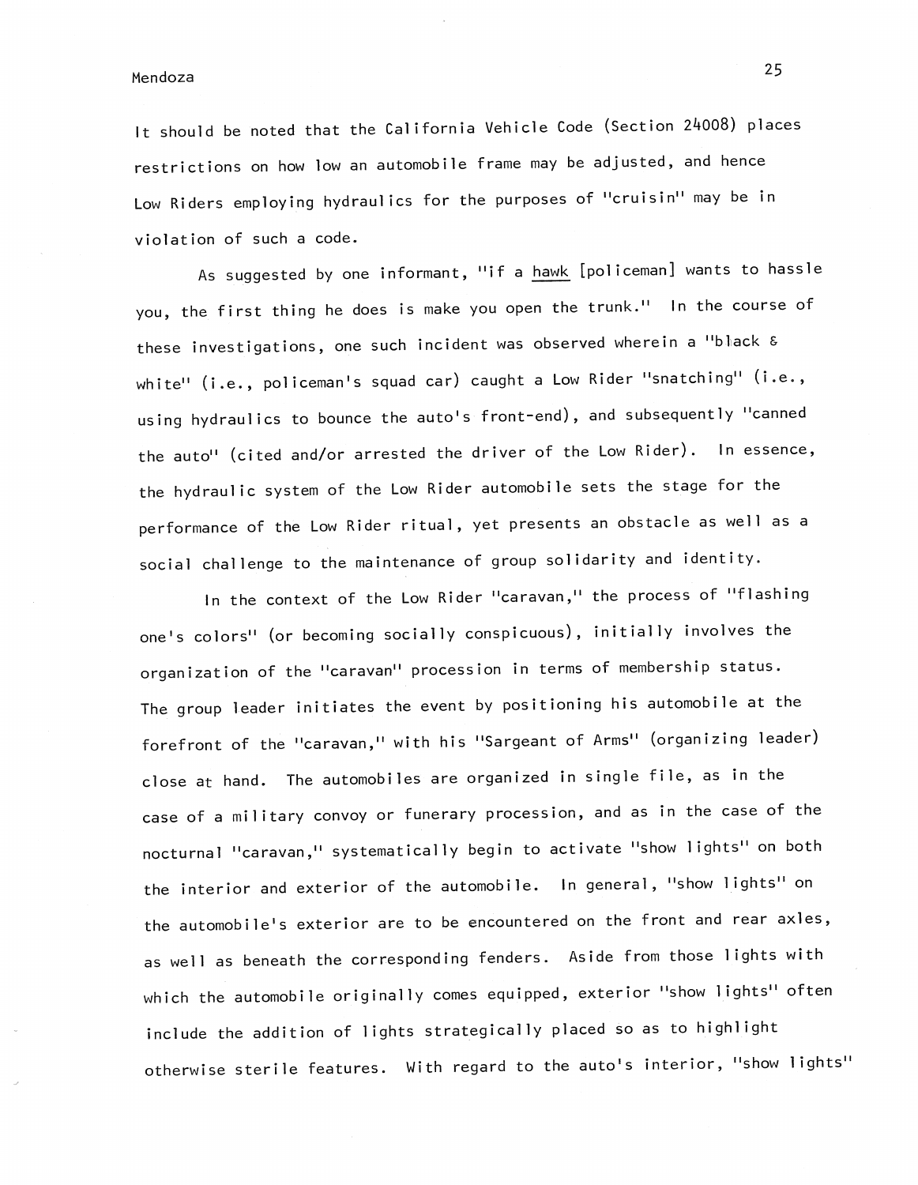It should be noted that the California Vehicle Code (Section 24008) places restrictions on how low an automobile frame may be adjusted, and hence Low Riders employing hydraulics for the purposes of "cruisin" may be in violation of such a code.

As suggested by one informant, "if a <u>hawk</u> [policeman] wants to hassle you, the first thing he does is make you open the trunk." In the course of these investigations, one such incident was observed wherein a "black & white" (i.e., policeman's squad car) caught a Low Rider "snatching" (i.e., using hydraulics to bounce the auto's front-end), and subsequently "canned the auto" (cited and/or arrested the driver of the Low Rider). In essence, the hydraulic system of the Low Rider automobile sets the stage for the performance of the Low Rider ritual, yet presents an obstacle as well as a social challenge to the maintenance of group solidarity and identity.

In the context of the Low Rider "caravan," the process of "flashing one's colors" (or becoming socially conspicuous), initially involves the organization of the "caravan" procession in terms of membership status. The group leader initiates the event by positioning his automobile at the forefront of the "caravan," with his "Sargeant of Arms" (organizing leader) close at hand. The automobiles are organized in single file, as in the case of a military convoy or funerary procession, and as in the case of the nocturnal "caravan," systematically begin to activate "show lights" on both the interior and exterior of the automobile. In general, "show lights" on the automobile's exterior are to be encountered on the front and rear axles, as well as beneath the corresponding fenders. Aside from those lights with which the automobile originally comes equipped, exterior "show lights" often include the addition of lights strategically placed so as to highlight otherwise sterile features. With regard to the auto's interior, "show lights"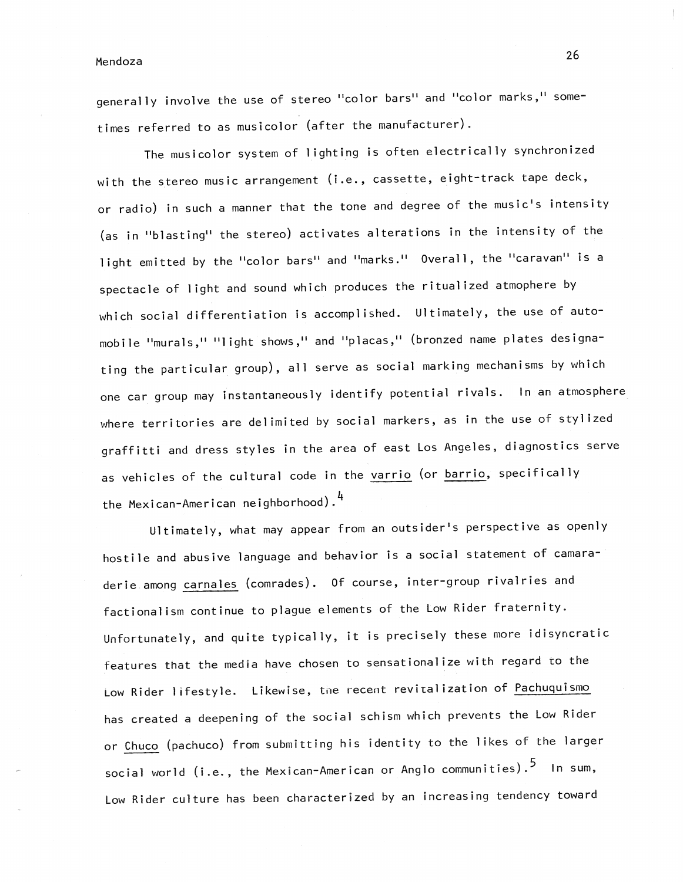generally involve the use of stereo "color bars" and "color marks," sometimes referred to as musicolor (after the manufacturer).

The musicolor system of lighting is often electrically synchronized with the stereo music arrangement (i.e., cassette, eight-track tape deck, or radio) in such a manner that the tone and degree of the music's intensity (as in "blasting" the stereo) activates alterations in the intensity of the light emitted by the "color bars" and "marks." Overall, the "caravan" is a spectacle of light and sound which produces the ritualized atmophere by which social differentiation is accomplished. Ultimately, the use of automobile "murals," "light shows," and "placas," (bronzed name plates designating the particular group), all serve as social marking mechanisms by which one car group may instantaneously identify potential rivals. In an atmosphere where territories are delimited by social markers, as in the use of stylized graffitti and dress styles in the area of east Los Angeles, diagnostics serve as vehicles of the cultural code in the _varrio_ (or _barrio_, specifically the Mexican-American neighborhood).[4]

Ultimately, what may appear from an outsider's perspective as openly hostile and abusive language and behavior is a social statement of camaraderie among _carnales_ (comrades). Of course, inter-group rivalries and factionalism continue to plague elements of the Low Rider fraternity. Unfortunately, and quite typically, it is precisely these more idisyncratic features that the media have chosen to sensationalize with regard to the Low Rider lifestyle. Likewise, the recent revitalization of _Pachuquismo_ has created a deepening of the social schism which prevents the Low Rider or _Chuco_ (pachuco) from submitting his identity to the likes of the larger social world (i.e., the Mexican-American or Anglo communities).[5] In sum, Low Rider culture has been characterized by an increasing tendency toward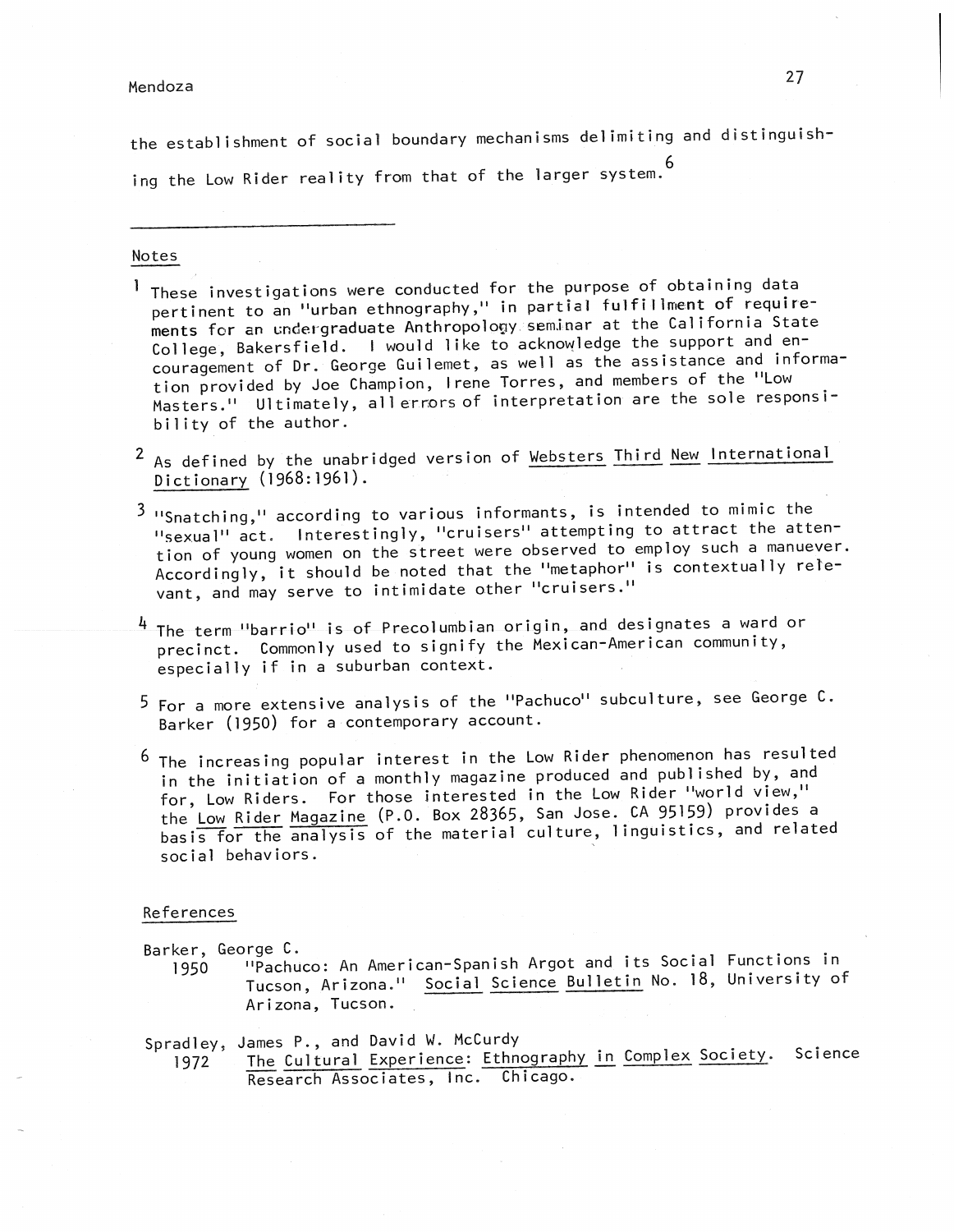the establishment of social boundary mechanisms delimiting and distinguishing the Low Rider reality from that of the larger system.[6]

## Notes

[1] These investigations were conducted for the purpose of obtaining data pertinent to an "urban ethnography," in partial fulfillment of requirements for an undergraduate Anthropology seminar at the California State College, Bakersfield. I would like to acknowledge the support and encouragement of Dr. George Guilemet, as well as the assistance and information provided by Joe Champion, Irene Torres, and members of the "Low Masters." Ultimately, all errors of interpretation are the sole responsibility of the author.

[2] As defined by the unabridged version of Websters Third New International Dictionary (1968:1961).

[3] "Snatching," according to various informants, is intended to mimic the "sexual" act. Interestingly, "cruisers" attempting to attract the attention of young women on the street were observed to employ such a manuever. Accordingly, it should be noted that the "metaphor" is contextually relevant, and may serve to intimidate other "cruisers."

[4] The term "barrio" is of Precolumbian origin, and designates a ward or precinct. Commonly used to signify the Mexican-American community, especially if in a suburban context.

[5] For a more extensive analysis of the "Pachuco" subculture, see George C. Barker (1950) for a contemporary account.

[6] The increasing popular interest in the Low Rider phenomenon has resulted in the initiation of a monthly magazine produced and published by, and for, Low Riders. For those interested in the Low Rider "world view," the Low Rider Magazine (P.O. Box 28365, San Jose. CA 95159) provides a basis for the analysis of the material culture, linguistics, and related social behaviors.

## References

Barker, George C.
1950 "Pachuco: An American-Spanish Argot and its Social Functions in Tucson, Arizona." Social Science Bulletin No. 18, University of Arizona, Tucson.

Spradley, James P., and David W. McCurdy
1972 The Cultural Experience: Ethnography in Complex Society. Science Research Associates, Inc. Chicago.